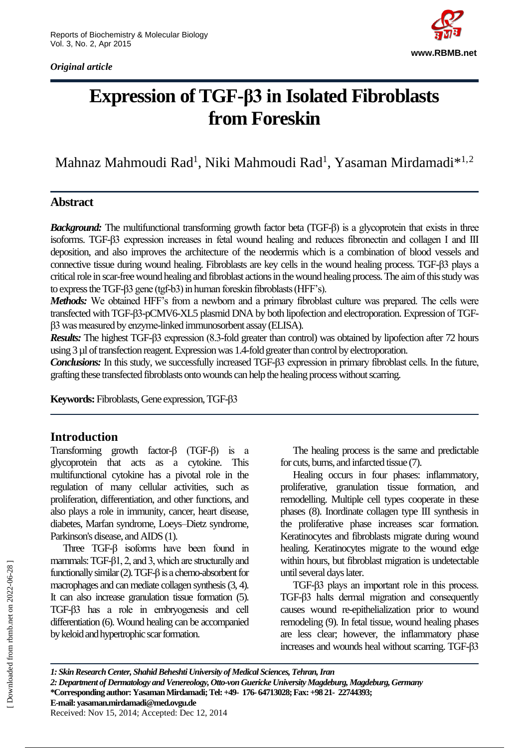*Original article*

# Expression of TGF-β3 in Isolated Fibroblasts from Foreskin

Mahnaz Mahmoudi Rad[1], Niki Mahmoudi Rad[1], Yasaman Mirdamadi*[1,2]

## Abstract

***Background:*** The multifunctional transforming growth factor beta (TGF-β) is a glycoprotein that exists in three isoforms. TGF-β3 expression increases in fetal wound healing and reduces fibronectin and collagen I and III deposition, and also improves the architecture of the neodermis which is a combination of blood vessels and connective tissue during wound healing. Fibroblasts are key cells in the wound healing process. TGF-β3 plays a critical role in scar-free wound healing and fibroblast actions in the wound healing process. The aim of this study was to express the TGF-β3 gene (tgf-b3) in human foreskin fibroblasts (HFF's).

***Methods:*** We obtained HFF's from a newborn and a primary fibroblast culture was prepared. The cells were transfected with TGF-β3-pCMV6-XL5 plasmid DNA by both lipofection and electroporation. Expression of TGF-β3 was measured by enzyme-linked immunosorbent assay (ELISA).

***Results:*** The highest TGF-β3 expression (8.3-fold greater than control) was obtained by lipofection after 72 hours using 3 µl of transfection reagent. Expression was 1.4-fold greater than control by electroporation.

***Conclusions:*** In this study, we successfully increased TGF-β3 expression in primary fibroblast cells. In the future, grafting these transfected fibroblasts onto wounds can help the healing process without scarring.

**Keywords:** Fibroblasts, Gene expression, TGF-β3

## Introduction

Transforming growth factor-β (TGF-β) is a glycoprotein that acts as a cytokine. This multifunctional cytokine has a pivotal role in the regulation of many cellular activities, such as proliferation, differentiation, and other functions, and also plays a role in immunity, cancer, heart disease, diabetes, Marfan syndrome, Loeys–Dietz syndrome, Parkinson's disease, and AIDS (1).

Three TGF-β isoforms have been found in mammals: TGF-β1, 2, and 3, which are structurally and functionally similar (2). TGF-β is a chemo-absorbent for macrophages and can mediate collagen synthesis (3, 4). It can also increase granulation tissue formation (5). TGF-β3 has a role in embryogenesis and cell differentiation (6). Wound healing can be accompanied by keloid and hypertrophic scar formation.

The healing process is the same and predictable for cuts, burns, and infarcted tissue (7).

Healing occurs in four phases: inflammatory, proliferative, granulation tissue formation, and remodelling. Multiple cell types cooperate in these phases (8). Inordinate collagen type III synthesis in the proliferative phase increases scar formation. Keratinocytes and fibroblasts migrate during wound healing. Keratinocytes migrate to the wound edge within hours, but fibroblast migration is undetectable until several days later.

TGF-β3 plays an important role in this process. TGF-β3 halts dermal migration and consequently causes wound re-epithelialization prior to wound remodeling (9). In fetal tissue, wound healing phases are less clear; however, the inflammatory phase increases and wounds heal without scarring. TGF-β3

*1: Skin Research Center, Shahid Beheshti University of Medical Sciences, Tehran, Iran*
*2: Department of Dermatology and Venereology, Otto-von Guericke University Magdeburg, Magdeburg, Germany*
**\*Corresponding author: Yasaman Mirdamadi; Tel: +49- 176- 64713028; Fax: +98 21- 22744393;**
**E-mail: yasaman.mirdamadi@med.ovgu.de**
Received: Nov 15, 2014; Accepted: Dec 12, 2014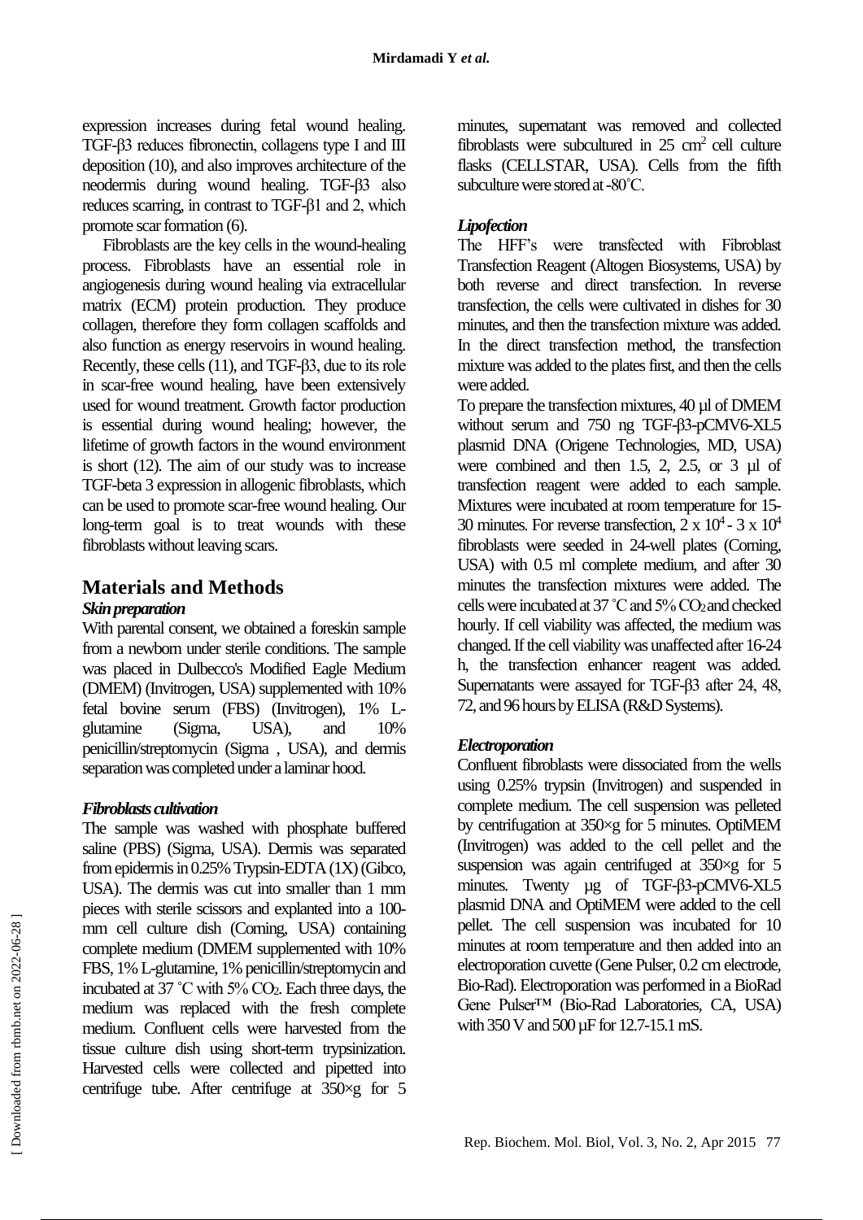expression increases during fetal wound healing. TGF-β3 reduces fibronectin, collagens type I and III deposition (10), and also improves architecture of the neodermis during wound healing. TGF-β3 also reduces scarring, in contrast to TGF-β1 and 2, which promote scar formation (6).

Fibroblasts are the key cells in the wound-healing process. Fibroblasts have an essential role in angiogenesis during wound healing via extracellular matrix (ECM) protein production. They produce collagen, therefore they form collagen scaffolds and also function as energy reservoirs in wound healing. Recently, these cells (11), and TGF-β3, due to its role in scar-free wound healing, have been extensively used for wound treatment. Growth factor production is essential during wound healing; however, the lifetime of growth factors in the wound environment is short (12). The aim of our study was to increase TGF-beta 3 expression in allogenic fibroblasts, which can be used to promote scar-free wound healing. Our long-term goal is to treat wounds with these fibroblasts without leaving scars.

## Materials and Methods

### *Skin preparation*

With parental consent, we obtained a foreskin sample from a newborn under sterile conditions. The sample was placed in Dulbecco's Modified Eagle Medium (DMEM) (Invitrogen, USA) supplemented with 10% fetal bovine serum (FBS) (Invitrogen), 1% L-glutamine (Sigma, USA), and 10% penicillin/streptomycin (Sigma , USA), and dermis separation was completed under a laminar hood.

### *Fibroblasts cultivation*

The sample was washed with phosphate buffered saline (PBS) (Sigma, USA). Dermis was separated from epidermis in 0.25% Trypsin-EDTA (1X) (Gibco, USA). The dermis was cut into smaller than 1 mm pieces with sterile scissors and explanted into a 100-mm cell culture dish (Corning, USA) containing complete medium (DMEM supplemented with 10% FBS, 1% L-glutamine, 1% penicillin/streptomycin and incubated at 37 ˚C with 5% $CO_2$. Each three days, the medium was replaced with the fresh complete medium. Confluent cells were harvested from the tissue culture dish using short-term trypsinization. Harvested cells were collected and pipetted into centrifuge tube. After centrifuge at 350×g for 5 minutes, supernatant was removed and collected fibroblasts were subcultured in 25 $cm^2$ cell culture flasks (CELLSTAR, USA). Cells from the fifth subculture were stored at -80˚C.

### *Lipofection*

The HFF's were transfected with Fibroblast Transfection Reagent (Altogen Biosystems, USA) by both reverse and direct transfection. In reverse transfection, the cells were cultivated in dishes for 30 minutes, and then the transfection mixture was added. In the direct transfection method, the transfection mixture was added to the plates first, and then the cells were added.

To prepare the transfection mixtures, 40 µl of DMEM without serum and 750 ng TGF-β3-pCMV6-XL5 plasmid DNA (Origene Technologies, MD, USA) were combined and then 1.5, 2, 2.5, or 3 µl of transfection reagent were added to each sample. Mixtures were incubated at room temperature for 15-30 minutes. For reverse transfection, $2 \times 10^4$ - $3 \times 10^4$ fibroblasts were seeded in 24-well plates (Corning, USA) with 0.5 ml complete medium, and after 30 minutes the transfection mixtures were added. The cells were incubated at 37 ˚C and 5% $CO_2$ and checked hourly. If cell viability was affected, the medium was changed. If the cell viability was unaffected after 16-24 h, the transfection enhancer reagent was added. Supernatants were assayed for TGF-β3 after 24, 48, 72, and 96 hours by ELISA (R&D Systems).

### *Electroporation*

Confluent fibroblasts were dissociated from the wells using 0.25% trypsin (Invitrogen) and suspended in complete medium. The cell suspension was pelleted by centrifugation at 350×g for 5 minutes. OptiMEM (Invitrogen) was added to the cell pellet and the suspension was again centrifuged at 350×g for 5 minutes. Twenty µg of TGF-β3-pCMV6-XL5 plasmid DNA and OptiMEM were added to the cell pellet. The cell suspension was incubated for 10 minutes at room temperature and then added into an electroporation cuvette (Gene Pulser, 0.2 cm electrode, Bio-Rad). Electroporation was performed in a BioRad Gene Pulser™ (Bio-Rad Laboratories, CA, USA) with 350 V and 500 µF for 12.7-15.1 mS.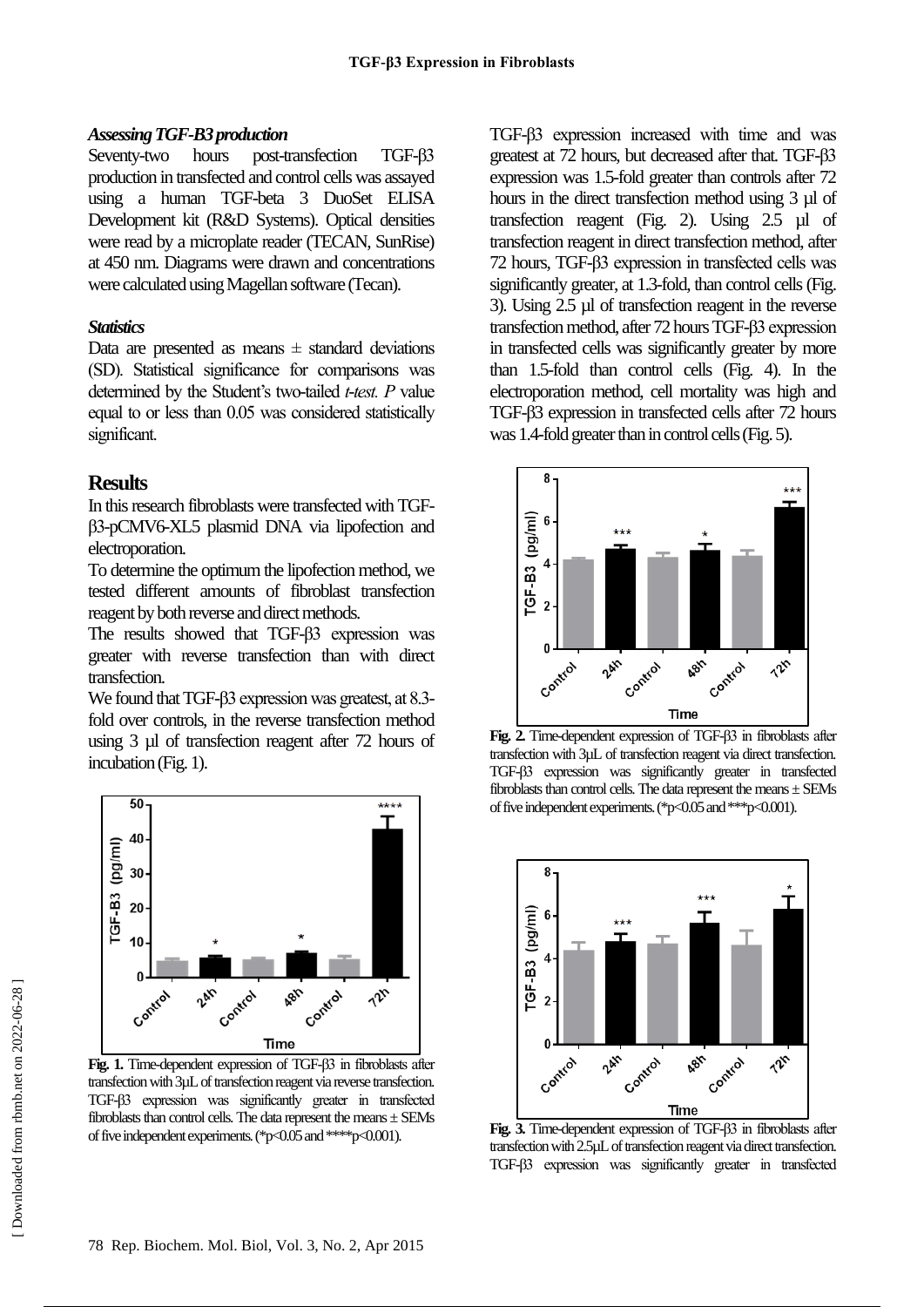### *Assessing TGF-B3 production*

Seventy-two hours post-transfection TGF-β3 production in transfected and control cells was assayed using a human TGF-beta 3 DuoSet ELISA Development kit (R&D Systems). Optical densities were read by a microplate reader (TECAN, SunRise) at 450 nm. Diagrams were drawn and concentrations were calculated using Magellan software (Tecan).

### *Statistics*

Data are presented as means ± standard deviations (SD). Statistical significance for comparisons was determined by the Student's two-tailed *t-test*. *P* value equal to or less than 0.05 was considered statistically significant.

## Results

In this research fibroblasts were transfected with TGF-β3-pCMV6-XL5 plasmid DNA via lipofection and electroporation.

To determine the optimum the lipofection method, we tested different amounts of fibroblast transfection reagent by both reverse and direct methods.

The results showed that TGF-β3 expression was greater with reverse transfection than with direct transfection.

We found that TGF-β3 expression was greatest, at 8.3-fold over controls, in the reverse transfection method using 3 µl of transfection reagent after 72 hours of incubation (Fig. 1).

**Fig. 1.** Time-dependent expression of TGF-β3 in fibroblasts after transfection with 3µL of transfection reagent via reverse transfection. TGF-β3 expression was significantly greater in transfected fibroblasts than control cells. The data represent the means ± SEMs of five independent experiments. (*p<0.05 and ****p<0.001).

TGF-β3 expression increased with time and was greatest at 72 hours, but decreased after that. TGF-β3 expression was 1.5-fold greater than controls after 72 hours in the direct transfection method using 3 µl of transfection reagent (Fig. 2). Using 2.5 µl of transfection reagent in direct transfection method, after 72 hours, TGF-β3 expression in transfected cells was significantly greater, at 1.3-fold, than control cells (Fig. 3). Using 2.5 µl of transfection reagent in the reverse transfection method, after 72 hours TGF-β3 expression in transfected cells was significantly greater by more than 1.5-fold than control cells (Fig. 4). In the electroporation method, cell mortality was high and TGF-β3 expression in transfected cells after 72 hours was 1.4-fold greater than in control cells (Fig. 5).

**Fig. 2.** Time-dependent expression of TGF-β3 in fibroblasts after transfection with 3µL of transfection reagent via direct transfection. TGF-β3 expression was significantly greater in transfected fibroblasts than control cells. The data represent the means ± SEMs of five independent experiments. (*p<0.05 and ***p<0.001).

**Fig. 3.** Time-dependent expression of TGF-β3 in fibroblasts after transfection with 2.5µL of transfection reagent via direct transfection. TGF-β3 expression was significantly greater in transfected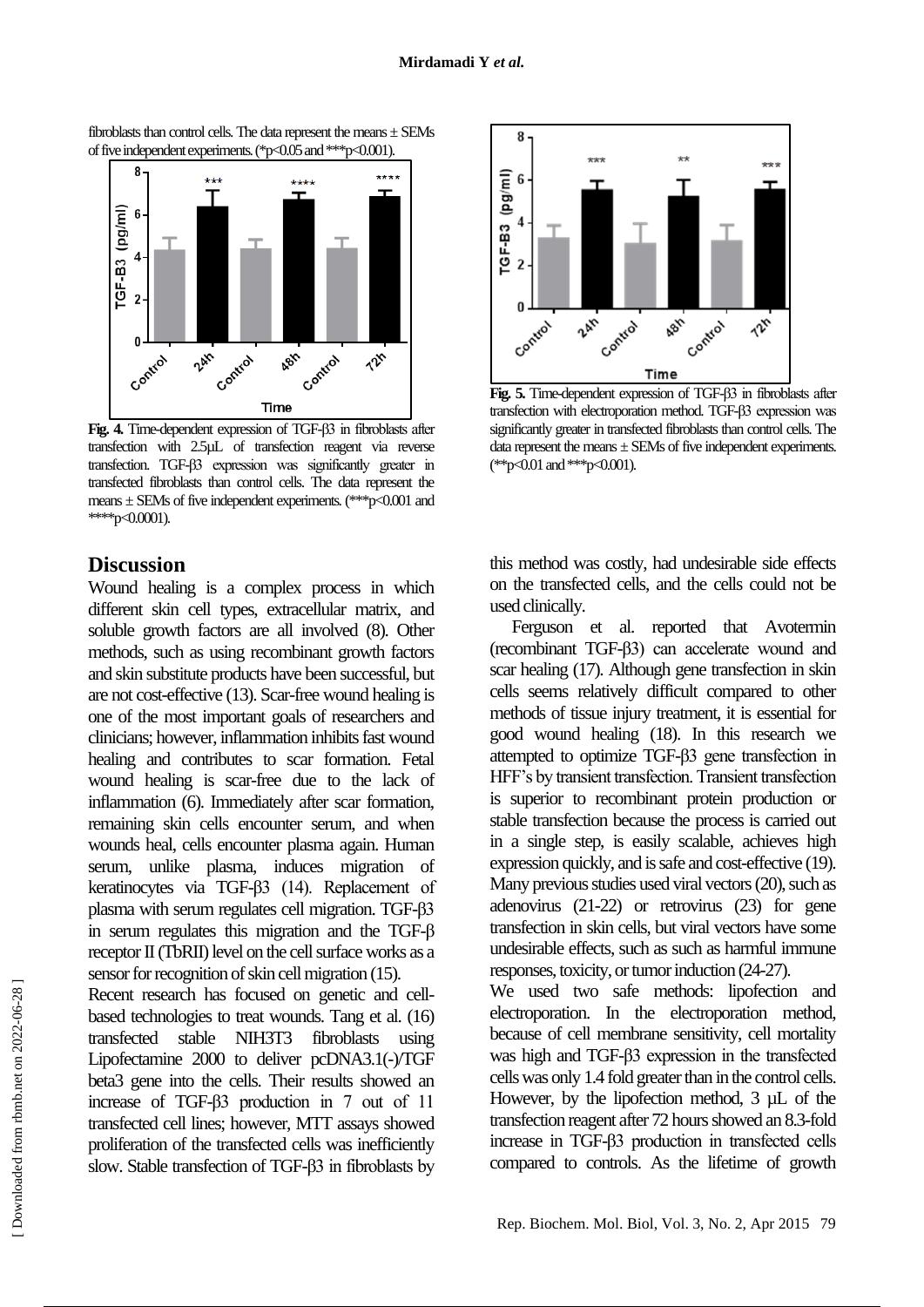fibroblasts than control cells. The data represent the means ± SEMs of five independent experiments. (*p<0.05 and ***p<0.001).

**Fig. 4.** Time-dependent expression of TGF-β3 in fibroblasts after transfection with 2.5µL of transfection reagent via reverse transfection. TGF-β3 expression was significantly greater in transfected fibroblasts than control cells. The data represent the means ± SEMs of five independent experiments. (***p<0.001 and ****p<0.0001).

**Fig. 5.** Time-dependent expression of TGF-β3 in fibroblasts after transfection with electroporation method. TGF-β3 expression was significantly greater in transfected fibroblasts than control cells. The data represent the means ± SEMs of five independent experiments. (**p<0.01 and ***p<0.001).

## Discussion

Wound healing is a complex process in which different skin cell types, extracellular matrix, and soluble growth factors are all involved (8). Other methods, such as using recombinant growth factors and skin substitute products have been successful, but are not cost-effective (13). Scar-free wound healing is one of the most important goals of researchers and clinicians; however, inflammation inhibits fast wound healing and contributes to scar formation. Fetal wound healing is scar-free due to the lack of inflammation (6). Immediately after scar formation, remaining skin cells encounter serum, and when wounds heal, cells encounter plasma again. Human serum, unlike plasma, induces migration of keratinocytes via TGF-β3 (14). Replacement of plasma with serum regulates cell migration. TGF-β3 in serum regulates this migration and the TGF-β receptor II (TbRII) level on the cell surface works as a sensor for recognition of skin cell migration (15).

Recent research has focused on genetic and cell-based technologies to treat wounds. Tang et al. (16) transfected stable NIH3T3 fibroblasts using Lipofectamine 2000 to deliver pcDNA3.1(-)/TGF beta3 gene into the cells. Their results showed an increase of TGF-β3 production in 7 out of 11 transfected cell lines; however, MTT assays showed proliferation of the transfected cells was inefficiently slow. Stable transfection of TGF-β3 in fibroblasts by this method was costly, had undesirable side effects on the transfected cells, and the cells could not be used clinically.

Ferguson et al. reported that Avotermin (recombinant TGF-β3) can accelerate wound and scar healing (17). Although gene transfection in skin cells seems relatively difficult compared to other methods of tissue injury treatment, it is essential for good wound healing (18). In this research we attempted to optimize TGF-β3 gene transfection in HFF's by transient transfection. Transient transfection is superior to recombinant protein production or stable transfection because the process is carried out in a single step, is easily scalable, achieves high expression quickly, and is safe and cost-effective (19). Many previous studies used viral vectors (20), such as adenovirus (21-22) or retrovirus (23) for gene transfection in skin cells, but viral vectors have some undesirable effects, such as such as harmful immune responses, toxicity, or tumor induction (24-27).

We used two safe methods: lipofection and electroporation. In the electroporation method, because of cell membrane sensitivity, cell mortality was high and TGF-β3 expression in the transfected cells was only 1.4 fold greater than in the control cells. However, by the lipofection method, 3 µL of the transfection reagent after 72 hours showed an 8.3-fold increase in TGF-β3 production in transfected cells compared to controls. As the lifetime of growth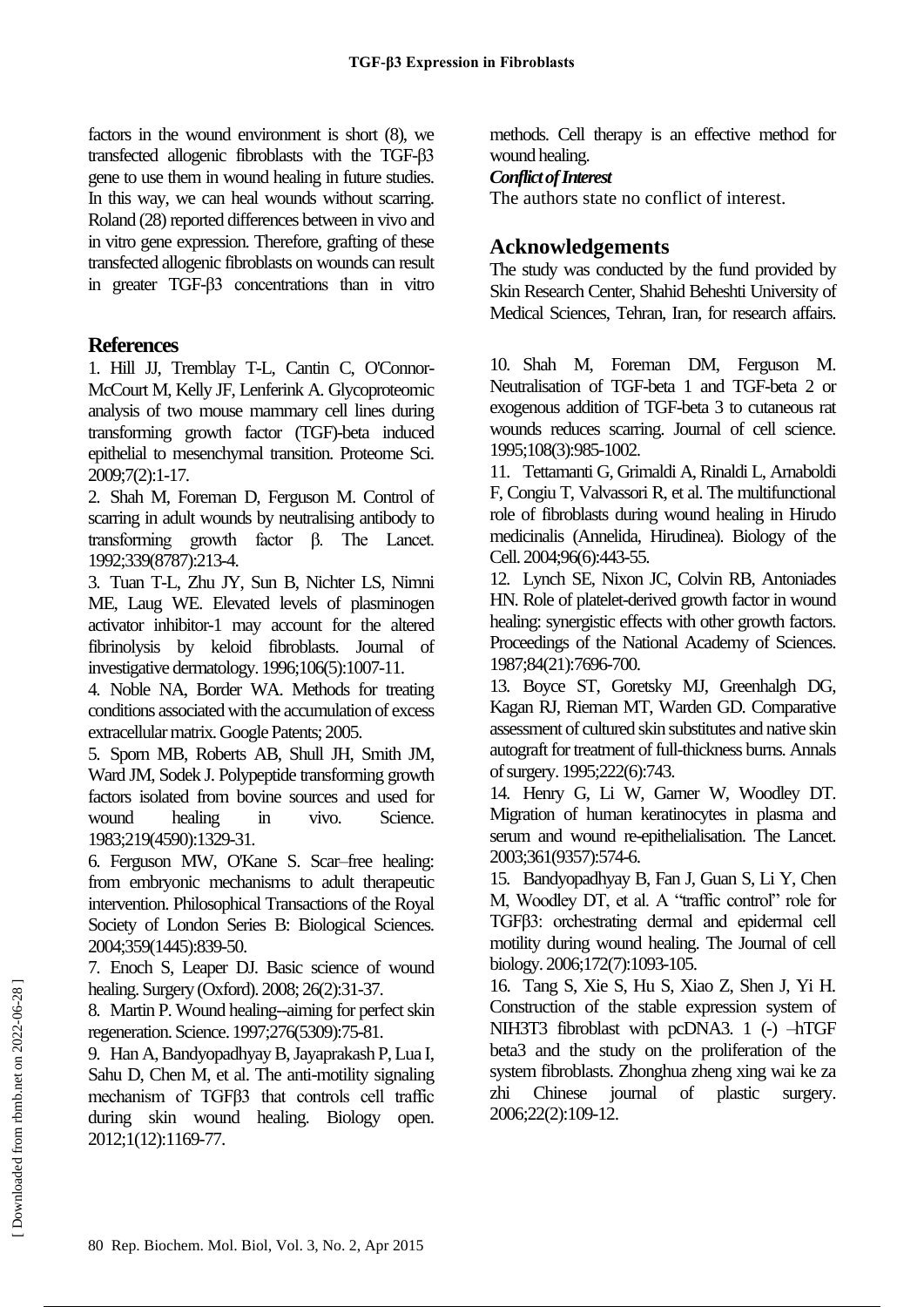factors in the wound environment is short (8), we transfected allogenic fibroblasts with the TGF-β3 gene to use them in wound healing in future studies. In this way, we can heal wounds without scarring. Roland (28) reported differences between in vivo and in vitro gene expression. Therefore, grafting of these transfected allogenic fibroblasts on wounds can result in greater TGF-β3 concentrations than in vitro methods. Cell therapy is an effective method for wound healing.

***Conflict of Interest***

The authors state no conflict of interest.

## Acknowledgements

The study was conducted by the fund provided by Skin Research Center, Shahid Beheshti University of Medical Sciences, Tehran, Iran, for research affairs.

## References

1. Hill JJ, Tremblay T-L, Cantin C, O'Connor-McCourt M, Kelly JF, Lenferink A. Glycoproteomic analysis of two mouse mammary cell lines during transforming growth factor (TGF)-beta induced epithelial to mesenchymal transition. Proteome Sci. 2009;7(2):1-17.

2. Shah M, Foreman D, Ferguson M. Control of scarring in adult wounds by neutralising antibody to transforming growth factor β. The Lancet. 1992;339(8787):213-4.

3. Tuan T-L, Zhu JY, Sun B, Nichter LS, Nimni ME, Laug WE. Elevated levels of plasminogen activator inhibitor-1 may account for the altered fibrinolysis by keloid fibroblasts. Journal of investigative dermatology. 1996;106(5):1007-11.

4. Noble NA, Border WA. Methods for treating conditions associated with the accumulation of excess extracellular matrix. Google Patents; 2005.

5. Sporn MB, Roberts AB, Shull JH, Smith JM, Ward JM, Sodek J. Polypeptide transforming growth factors isolated from bovine sources and used for wound healing in vivo. Science. 1983;219(4590):1329-31.

6. Ferguson MW, O'Kane S. Scar–free healing: from embryonic mechanisms to adult therapeutic intervention. Philosophical Transactions of the Royal Society of London Series B: Biological Sciences. 2004;359(1445):839-50.

7. Enoch S, Leaper DJ. Basic science of wound healing. Surgery (Oxford). 2008; 26(2):31-37.

8. Martin P. Wound healing--aiming for perfect skin regeneration. Science. 1997;276(5309):75-81.

9. Han A, Bandyopadhyay B, Jayaprakash P, Lua I, Sahu D, Chen M, et al. The anti-motility signaling mechanism of TGFβ3 that controls cell traffic during skin wound healing. Biology open. 2012;1(12):1169-77.

10. Shah M, Foreman DM, Ferguson M. Neutralisation of TGF-beta 1 and TGF-beta 2 or exogenous addition of TGF-beta 3 to cutaneous rat wounds reduces scarring. Journal of cell science. 1995;108(3):985-1002.

11. Tettamanti G, Grimaldi A, Rinaldi L, Arnaboldi F, Congiu T, Valvassori R, et al. The multifunctional role of fibroblasts during wound healing in Hirudo medicinalis (Annelida, Hirudinea). Biology of the Cell. 2004;96(6):443-55.

12. Lynch SE, Nixon JC, Colvin RB, Antoniades HN. Role of platelet-derived growth factor in wound healing: synergistic effects with other growth factors. Proceedings of the National Academy of Sciences. 1987;84(21):7696-700.

13. Boyce ST, Goretsky MJ, Greenhalgh DG, Kagan RJ, Rieman MT, Warden GD. Comparative assessment of cultured skin substitutes and native skin autograft for treatment of full-thickness burns. Annals of surgery. 1995;222(6):743.

14. Henry G, Li W, Garner W, Woodley DT. Migration of human keratinocytes in plasma and serum and wound re-epithelialisation. The Lancet. 2003;361(9357):574-6.

15. Bandyopadhyay B, Fan J, Guan S, Li Y, Chen M, Woodley DT, et al. A "traffic control" role for TGFβ3: orchestrating dermal and epidermal cell motility during wound healing. The Journal of cell biology. 2006;172(7):1093-105.

16. Tang S, Xie S, Hu S, Xiao Z, Shen J, Yi H. Construction of the stable expression system of NIH3T3 fibroblast with pcDNA3. 1 (-) –hTGF beta3 and the study on the proliferation of the system fibroblasts. Zhonghua zheng xing wai ke za zhi Chinese journal of plastic surgery. 2006;22(2):109-12.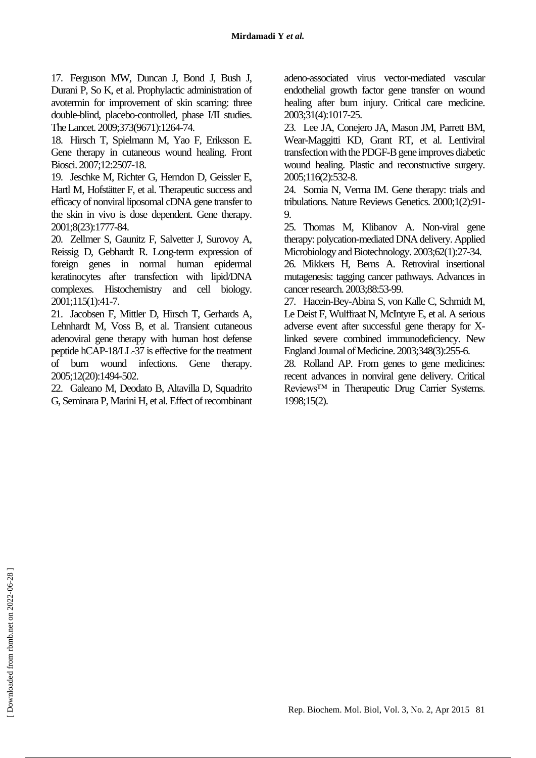17. Ferguson MW, Duncan J, Bond J, Bush J, Durani P, So K, et al. Prophylactic administration of avotermin for improvement of skin scarring: three double-blind, placebo-controlled, phase I/II studies. The Lancet. 2009;373(9671):1264-74.

18. Hirsch T, Spielmann M, Yao F, Eriksson E. Gene therapy in cutaneous wound healing. Front Biosci. 2007;12:2507-18.

19. Jeschke M, Richter G, Herndon D, Geissler E, Hartl M, Hofstätter F, et al. Therapeutic success and efficacy of nonviral liposomal cDNA gene transfer to the skin in vivo is dose dependent. Gene therapy. 2001;8(23):1777-84.

20. Zellmer S, Gaunitz F, Salvetter J, Surovoy A, Reissig D, Gebhardt R. Long-term expression of foreign genes in normal human epidermal keratinocytes after transfection with lipid/DNA complexes. Histochemistry and cell biology. 2001;115(1):41-7.

21. Jacobsen F, Mittler D, Hirsch T, Gerhards A, Lehnhardt M, Voss B, et al. Transient cutaneous adenoviral gene therapy with human host defense peptide hCAP-18/LL-37 is effective for the treatment of burn wound infections. Gene therapy. 2005;12(20):1494-502.

22. Galeano M, Deodato B, Altavilla D, Squadrito G, Seminara P, Marini H, et al. Effect of recombinant adeno-associated virus vector-mediated vascular endothelial growth factor gene transfer on wound healing after burn injury. Critical care medicine. 2003;31(4):1017-25.

23. Lee JA, Conejero JA, Mason JM, Parrett BM, Wear-Maggitti KD, Grant RT, et al. Lentiviral transfection with the PDGF-B gene improves diabetic wound healing. Plastic and reconstructive surgery. 2005;116(2):532-8.

24. Somia N, Verma IM. Gene therapy: trials and tribulations. Nature Reviews Genetics. 2000;1(2):91-9.

25. Thomas M, Klibanov A. Non-viral gene therapy: polycation-mediated DNA delivery. Applied Microbiology and Biotechnology. 2003;62(1):27-34.

26. Mikkers H, Berns A. Retroviral insertional mutagenesis: tagging cancer pathways. Advances in cancer research. 2003;88:53-99.

27. Hacein-Bey-Abina S, von Kalle C, Schmidt M, Le Deist F, Wulffraat N, McIntyre E, et al. A serious adverse event after successful gene therapy for X-linked severe combined immunodeficiency. New England Journal of Medicine. 2003;348(3):255-6.

28. Rolland AP. From genes to gene medicines: recent advances in nonviral gene delivery. Critical Reviews™ in Therapeutic Drug Carrier Systems. 1998;15(2).